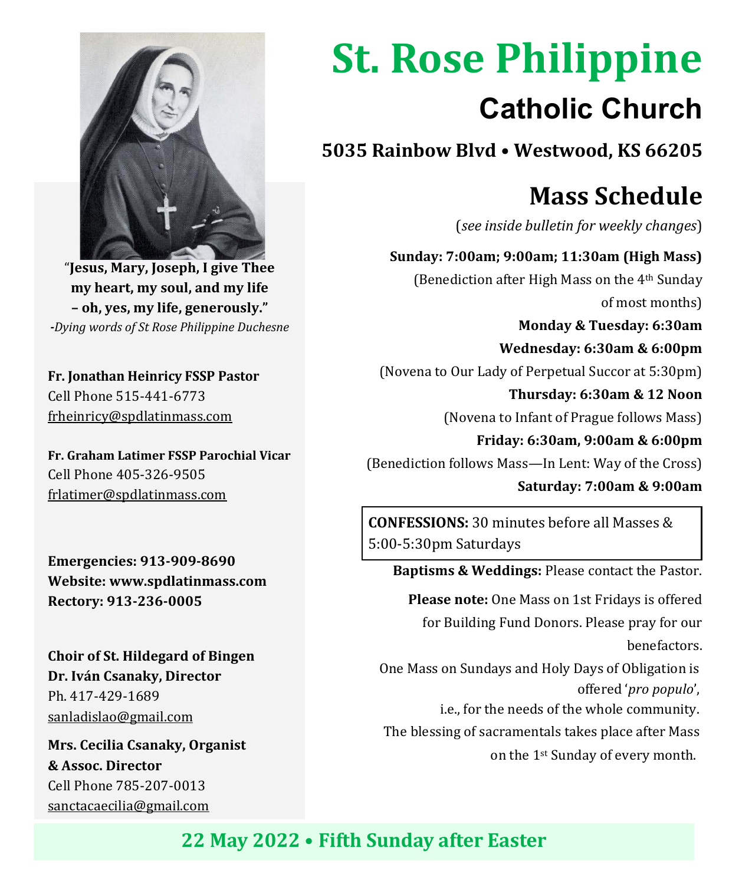# St. Rose Philippine

## Catholic Church

**5035 Rainbow Blvd • Westwood, KS 66205**

"**Jesus, Mary, Joseph, I give Thee my heart, my soul, and my life – oh, yes, my life, generously.**"
*-Dying words of St Rose Philippine Duchesne*

**Fr. Jonathan Heinricy FSSP Pastor**
Cell Phone 515-441-6773
frheinricy@spdlatinmass.com

**Fr. Graham Latimer FSSP Parochial Vicar**
Cell Phone 405-326-9505
frlatimer@spdlatinmass.com

**Emergencies: 913-909-8690**
**Website: www.spdlatinmass.com**
**Rectory: 913-236-0005**

**Choir of St. Hildegard of Bingen**
**Dr. Iván Csanaky, Director**
Ph. 417-429-1689
sanladislao@gmail.com

**Mrs. Cecilia Csanaky, Organist & Assoc. Director**
Cell Phone 785-207-0013
sanctacaecilia@gmail.com

## Mass Schedule

(*see inside bulletin for weekly changes*)

**Sunday: 7:00am; 9:00am; 11:30am (High Mass)**
(Benediction after High Mass on the 4th Sunday of most months)

**Monday & Tuesday: 6:30am**

**Wednesday: 6:30am & 6:00pm**
(Novena to Our Lady of Perpetual Succor at 5:30pm)

**Thursday: 6:30am & 12 Noon**
(Novena to Infant of Prague follows Mass)

**Friday: 6:30am, 9:00am & 6:00pm**
(Benediction follows Mass—In Lent: Way of the Cross)

**Saturday: 7:00am & 9:00am**

**CONFESSIONS:** 30 minutes before all Masses & 5:00-5:30pm Saturdays

**Baptisms & Weddings:** Please contact the Pastor.

**Please note:** One Mass on 1st Fridays is offered for Building Fund Donors. Please pray for our benefactors.

One Mass on Sundays and Holy Days of Obligation is offered '*pro populo*', i.e., for the needs of the whole community.

The blessing of sacramentals takes place after Mass on the 1st Sunday of every month.

**22 May 2022 • Fifth Sunday after Easter**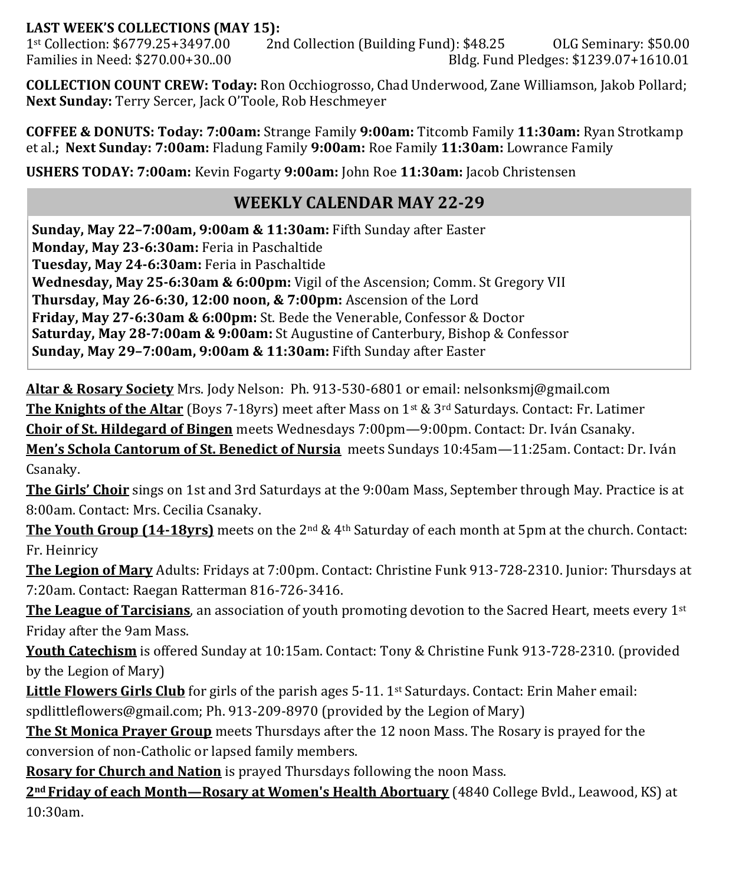**LAST WEEK'S COLLECTIONS (MAY 15):**
1st Collection: $6779.25+3497.00 2nd Collection (Building Fund): $48.25 OLG Seminary: $50.00
Families in Need: $270.00+30..00 Bldg. Fund Pledges: $1239.07+1610.01

**COLLECTION COUNT CREW: Today:** Ron Occhiogrosso, Chad Underwood, Zane Williamson, Jakob Pollard; **Next Sunday:** Terry Sercer, Jack O'Toole, Rob Heschmeyer

**COFFEE & DONUTS: Today: 7:00am:** Strange Family **9:00am:** Titcomb Family **11:30am:** Ryan Strotkamp et al.**; Next Sunday: 7:00am:** Fladung Family **9:00am:** Roe Family **11:30am:** Lowrance Family

**USHERS TODAY: 7:00am:** Kevin Fogarty **9:00am:** John Roe **11:30am:** Jacob Christensen

## WEEKLY CALENDAR MAY 22-29

**Sunday, May 22–7:00am, 9:00am & 11:30am:** Fifth Sunday after Easter
**Monday, May 23-6:30am:** Feria in Paschaltide
**Tuesday, May 24-6:30am:** Feria in Paschaltide
**Wednesday, May 25-6:30am & 6:00pm:** Vigil of the Ascension; Comm. St Gregory VII
**Thursday, May 26-6:30, 12:00 noon, & 7:00pm:** Ascension of the Lord
**Friday, May 27-6:30am & 6:00pm:** St. Bede the Venerable, Confessor & Doctor
**Saturday, May 28-7:00am & 9:00am:** St Augustine of Canterbury, Bishop & Confessor
**Sunday, May 29–7:00am, 9:00am & 11:30am:** Fifth Sunday after Easter

**Altar & Rosary Society** Mrs. Jody Nelson: Ph. 913-530-6801 or email: nelsonksmj@gmail.com

**The Knights of the Altar** (Boys 7-18yrs) meet after Mass on 1st & 3rd Saturdays. Contact: Fr. Latimer

**Choir of St. Hildegard of Bingen** meets Wednesdays 7:00pm—9:00pm. Contact: Dr. Iván Csanaky.

**Men's Schola Cantorum of St. Benedict of Nursia** meets Sundays 10:45am—11:25am. Contact: Dr. Iván Csanaky.

**The Girls' Choir** sings on 1st and 3rd Saturdays at the 9:00am Mass, September through May. Practice is at 8:00am. Contact: Mrs. Cecilia Csanaky.

**The Youth Group (14-18yrs)** meets on the 2nd & 4th Saturday of each month at 5pm at the church. Contact: Fr. Heinricy

**The Legion of Mary** Adults: Fridays at 7:00pm. Contact: Christine Funk 913-728-2310. Junior: Thursdays at 7:20am. Contact: Raegan Ratterman 816-726-3416.

**The League of Tarcisians**, an association of youth promoting devotion to the Sacred Heart, meets every 1st Friday after the 9am Mass.

**Youth Catechism** is offered Sunday at 10:15am. Contact: Tony & Christine Funk 913-728-2310. (provided by the Legion of Mary)

**Little Flowers Girls Club** for girls of the parish ages 5-11. 1st Saturdays. Contact: Erin Maher email: spdlittleflowers@gmail.com; Ph. 913-209-8970 (provided by the Legion of Mary)

**The St Monica Prayer Group** meets Thursdays after the 12 noon Mass. The Rosary is prayed for the conversion of non-Catholic or lapsed family members.

**Rosary for Church and Nation** is prayed Thursdays following the noon Mass.

**2nd Friday of each Month—Rosary at Women's Health Abortuary** (4840 College Bvld., Leawood, KS) at 10:30am.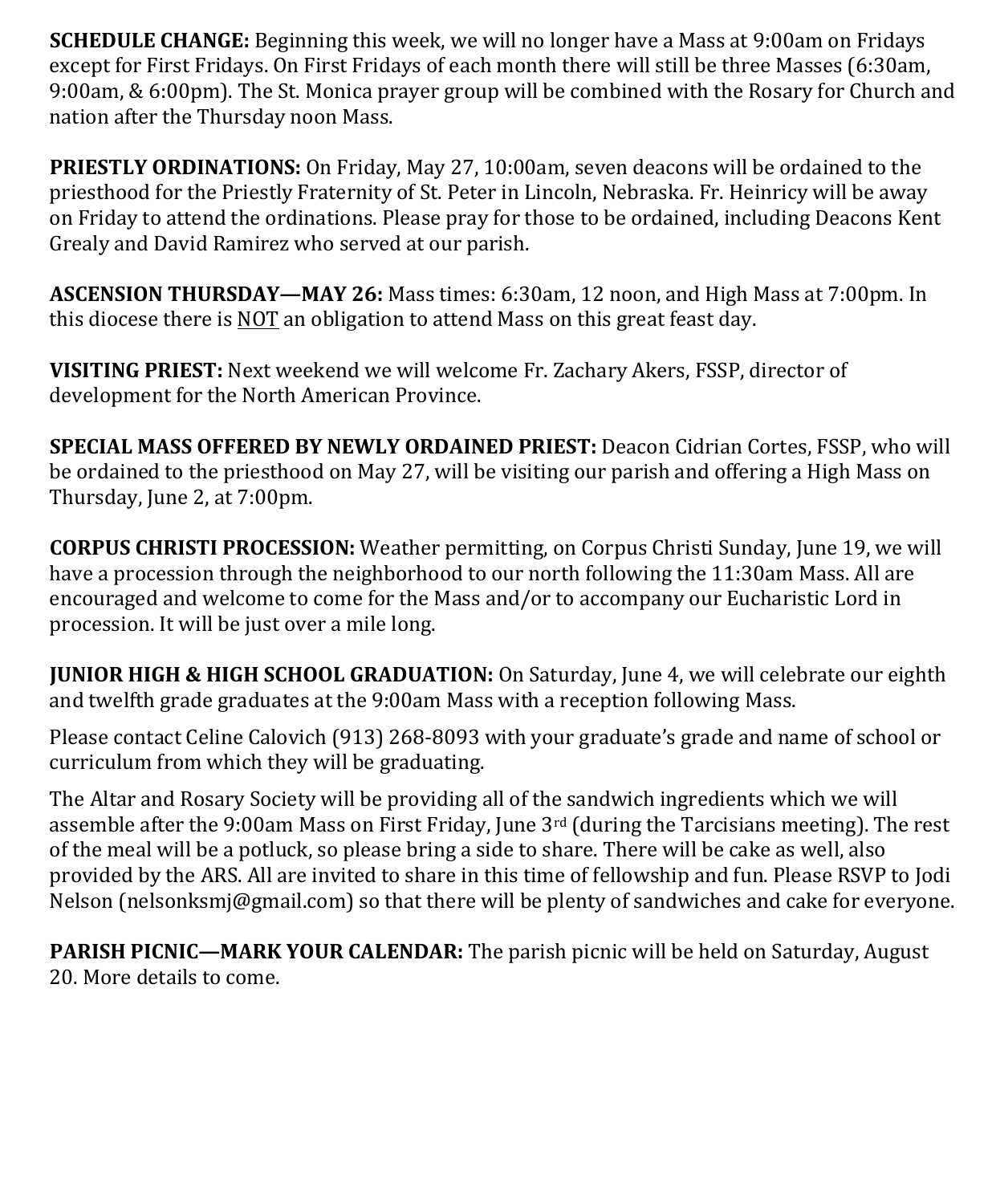**SCHEDULE CHANGE:** Beginning this week, we will no longer have a Mass at 9:00am on Fridays except for First Fridays. On First Fridays of each month there will still be three Masses (6:30am, 9:00am, & 6:00pm). The St. Monica prayer group will be combined with the Rosary for Church and nation after the Thursday noon Mass.

**PRIESTLY ORDINATIONS:** On Friday, May 27, 10:00am, seven deacons will be ordained to the priesthood for the Priestly Fraternity of St. Peter in Lincoln, Nebraska. Fr. Heinricy will be away on Friday to attend the ordinations. Please pray for those to be ordained, including Deacons Kent Grealy and David Ramirez who served at our parish.

**ASCENSION THURSDAY—MAY 26:** Mass times: 6:30am, 12 noon, and High Mass at 7:00pm. In this diocese there is <u>NOT</u> an obligation to attend Mass on this great feast day.

**VISITING PRIEST:** Next weekend we will welcome Fr. Zachary Akers, FSSP, director of development for the North American Province.

**SPECIAL MASS OFFERED BY NEWLY ORDAINED PRIEST:** Deacon Cidrian Cortes, FSSP, who will be ordained to the priesthood on May 27, will be visiting our parish and offering a High Mass on Thursday, June 2, at 7:00pm.

**CORPUS CHRISTI PROCESSION:** Weather permitting, on Corpus Christi Sunday, June 19, we will have a procession through the neighborhood to our north following the 11:30am Mass. All are encouraged and welcome to come for the Mass and/or to accompany our Eucharistic Lord in procession. It will be just over a mile long.

**JUNIOR HIGH & HIGH SCHOOL GRADUATION:** On Saturday, June 4, we will celebrate our eighth and twelfth grade graduates at the 9:00am Mass with a reception following Mass.

Please contact Celine Calovich (913) 268-8093 with your graduate's grade and name of school or curriculum from which they will be graduating.

The Altar and Rosary Society will be providing all of the sandwich ingredients which we will assemble after the 9:00am Mass on First Friday, June 3rd (during the Tarcisians meeting). The rest of the meal will be a potluck, so please bring a side to share. There will be cake as well, also provided by the ARS. All are invited to share in this time of fellowship and fun. Please RSVP to Jodi Nelson (nelsonksmj@gmail.com) so that there will be plenty of sandwiches and cake for everyone.

**PARISH PICNIC—MARK YOUR CALENDAR:** The parish picnic will be held on Saturday, August 20. More details to come.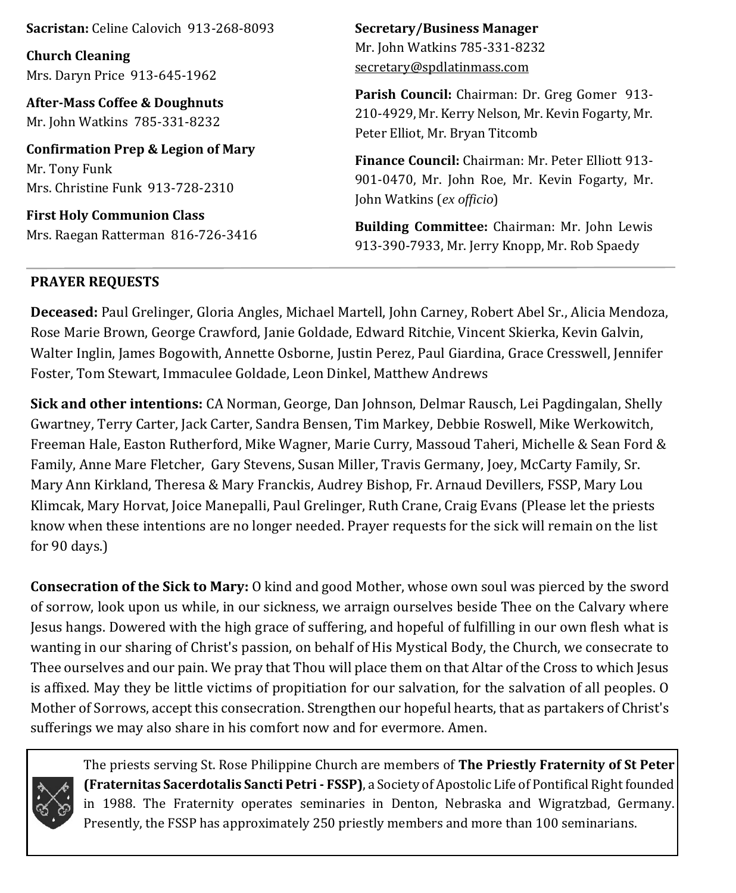**Sacristan:** Celine Calovich 913-268-8093

**Church Cleaning**
Mrs. Daryn Price 913-645-1962

**After-Mass Coffee & Doughnuts**
Mr. John Watkins 785-331-8232

**Confirmation Prep & Legion of Mary**
Mr. Tony Funk
Mrs. Christine Funk 913-728-2310

**First Holy Communion Class**
Mrs. Raegan Ratterman 816-726-3416

**Secretary/Business Manager**
Mr. John Watkins 785-331-8232
secretary@spdlatinmass.com

**Parish Council:** Chairman: Dr. Greg Gomer 913-210-4929, Mr. Kerry Nelson, Mr. Kevin Fogarty, Mr. Peter Elliot, Mr. Bryan Titcomb

**Finance Council:** Chairman: Mr. Peter Elliott 913-901-0470, Mr. John Roe, Mr. Kevin Fogarty, Mr. John Watkins (*ex officio*)

**Building Committee:** Chairman: Mr. John Lewis 913-390-7933, Mr. Jerry Knopp, Mr. Rob Spaedy

## PRAYER REQUESTS

**Deceased:** Paul Grelinger, Gloria Angles, Michael Martell, John Carney, Robert Abel Sr., Alicia Mendoza, Rose Marie Brown, George Crawford, Janie Goldade, Edward Ritchie, Vincent Skierka, Kevin Galvin, Walter Inglin, James Bogowith, Annette Osborne, Justin Perez, Paul Giardina, Grace Cresswell, Jennifer Foster, Tom Stewart, Immaculee Goldade, Leon Dinkel, Matthew Andrews

**Sick and other intentions:** CA Norman, George, Dan Johnson, Delmar Rausch, Lei Pagdingalan, Shelly Gwartney, Terry Carter, Jack Carter, Sandra Bensen, Tim Markey, Debbie Roswell, Mike Werkowitch, Freeman Hale, Easton Rutherford, Mike Wagner, Marie Curry, Massoud Taheri, Michelle & Sean Ford & Family, Anne Mare Fletcher, Gary Stevens, Susan Miller, Travis Germany, Joey, McCarty Family, Sr. Mary Ann Kirkland, Theresa & Mary Franckis, Audrey Bishop, Fr. Arnaud Devillers, FSSP, Mary Lou Klimcak, Mary Horvat, Joice Manepalli, Paul Grelinger, Ruth Crane, Craig Evans (Please let the priests know when these intentions are no longer needed. Prayer requests for the sick will remain on the list for 90 days.)

**Consecration of the Sick to Mary:** O kind and good Mother, whose own soul was pierced by the sword of sorrow, look upon us while, in our sickness, we arraign ourselves beside Thee on the Calvary where Jesus hangs. Dowered with the high grace of suffering, and hopeful of fulfilling in our own flesh what is wanting in our sharing of Christ's passion, on behalf of His Mystical Body, the Church, we consecrate to Thee ourselves and our pain. We pray that Thou will place them on that Altar of the Cross to which Jesus is affixed. May they be little victims of propitiation for our salvation, for the salvation of all peoples. O Mother of Sorrows, accept this consecration. Strengthen our hopeful hearts, that as partakers of Christ's sufferings we may also share in his comfort now and for evermore. Amen.

The priests serving St. Rose Philippine Church are members of **The Priestly Fraternity of St Peter (Fraternitas Sacerdotalis Sancti Petri - FSSP)**, a Society of Apostolic Life of Pontifical Right founded in 1988. The Fraternity operates seminaries in Denton, Nebraska and Wigratzbad, Germany. Presently, the FSSP has approximately 250 priestly members and more than 100 seminarians.